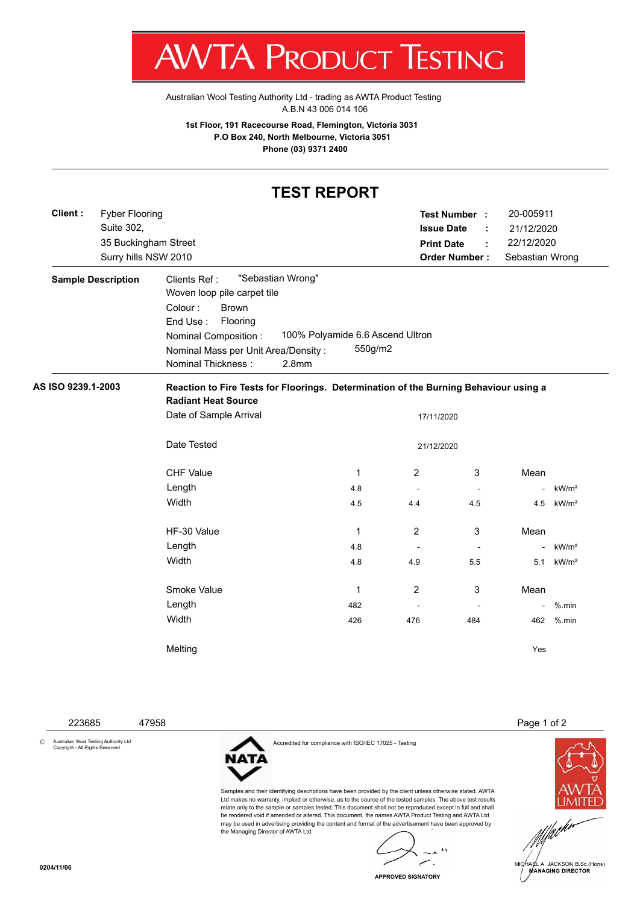# AWTA PRODUCT TESTING

Australian Wool Testing Authority Ltd - trading as AWTA Product Testing
A.B.N 43 006 014 106

**1st Floor, 191 Racecourse Road, Flemington, Victoria 3031**
**P.O Box 240, North Melbourne, Victoria 3051**
**Phone (03) 9371 2400**

## TEST REPORT

| | | | |
|---|---|---|---|
| **Client :** | Fyber Flooring<br>Suite 302,<br>35 Buckingham Street<br>Surry hills NSW 2010 | **Test Number :**<br>**Issue Date :**<br>**Print Date :**<br>**Order Number :** | 20-005911<br>21/12/2020<br>22/12/2020<br>Sebastian Wrong |

**Sample Description**

Clients Ref : "Sebastian Wrong"
Woven loop pile carpet tile
Colour : Brown
End Use : Flooring
Nominal Composition : 100% Polyamide 6.6 Ascend Ultron
Nominal Mass per Unit Area/Density : 550g/m2
Nominal Thickness : 2.8mm

**AS ISO 9239.1-2003** — **Reaction to Fire Tests for Floorings. Determination of the Burning Behaviour using a Radiant Heat Source**

Date of Sample Arrival: 17/11/2020

Date Tested: 21/12/2020

| CHF Value | 1 | 2 | 3 | Mean | |
|---|---|---|---|---|---|
| Length | 4.8 | - | - | - | kW/m² |
| Width | 4.5 | 4.4 | 4.5 | 4.5 | kW/m² |

| HF-30 Value | 1 | 2 | 3 | Mean | |
|---|---|---|---|---|---|
| Length | 4.8 | - | - | - | kW/m² |
| Width | 4.8 | 4.9 | 5.5 | 5.1 | kW/m² |

| Smoke Value | 1 | 2 | 3 | Mean | |
|---|---|---|---|---|---|
| Length | 482 | - | - | - | %.min |
| Width | 426 | 476 | 484 | 462 | %.min |

Melting: Yes

223685 47958

© Australian Wool Testing Authority Ltd Copyright - All Rights Reserved

NATA — Accredited for compliance with ISO/IEC 17025 - Testing

Samples and their identifying descriptions have been provided by the client unless otherwise stated. AWTA Ltd makes no warranty, implied or otherwise, as to the source of the tested samples. The above test results relate only to the sample or samples tested. This document shall not be reproduced except in full and shall be rendered void if amended or altered. This document, the names AWTA Product Testing and AWTA Ltd may be used in advertising providing the content and format of the advertisement have been approved by the Managing Director of AWTA Ltd.

APPROVED SIGNATORY

AWTA LIMITED

MICHAEL A. JACKSON B.Sc.(Hons)
MANAGING DIRECTOR

0204/11/06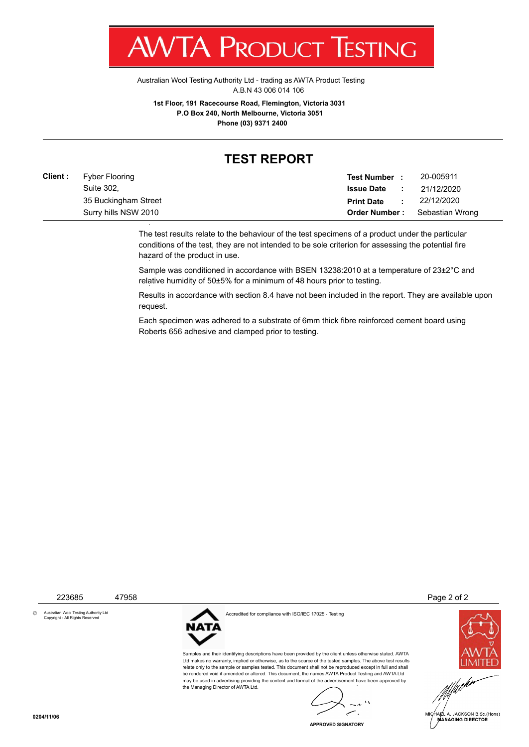# AWTA PRODUCT TESTING

Australian Wool Testing Authority Ltd - trading as AWTA Product Testing
A.B.N 43 006 014 106

**1st Floor, 191 Racecourse Road, Flemington, Victoria 3031**
**P.O Box 240, North Melbourne, Victoria 3051**
**Phone (03) 9371 2400**

## TEST REPORT

| | | | |
|---|---|---|---|
| **Client :** | Fyber Flooring | **Test Number :** | 20-005911 |
| | Suite 302, | **Issue Date :** | 21/12/2020 |
| | 35 Buckingham Street | **Print Date :** | 22/12/2020 |
| | Surry hills NSW 2010 | **Order Number :** | Sebastian Wrong |

The test results relate to the behaviour of the test specimens of a product under the particular conditions of the test, they are not intended to be sole criterion for assessing the potential fire hazard of the product in use.

Sample was conditioned in accordance with BSEN 13238:2010 at a temperature of 23±2°C and relative humidity of 50±5% for a minimum of 48 hours prior to testing.

Results in accordance with section 8.4 have not been included in the report. They are available upon request.

Each specimen was adhered to a substrate of 6mm thick fibre reinforced cement board using Roberts 656 adhesive and clamped prior to testing.

223685 47958

© Australian Wool Testing Authority Ltd Copyright - All Rights Reserved

NATA

Accredited for compliance with ISO/IEC 17025 - Testing

Samples and their identifying descriptions have been provided by the client unless otherwise stated. AWTA Ltd makes no warranty, implied or otherwise, as to the source of the tested samples. The above test results relate only to the sample or samples tested. This document shall not be reproduced except in full and shall be rendered void if amended or altered. This document, the names AWTA Product Testing and AWTA Ltd may be used in advertising providing the content and format of the advertisement have been approved by the Managing Director of AWTA Ltd.

AWTA LIMITED

APPROVED SIGNATORY

MICHAEL A. JACKSON B.Sc.(Hons)
MANAGING DIRECTOR

0204/11/06